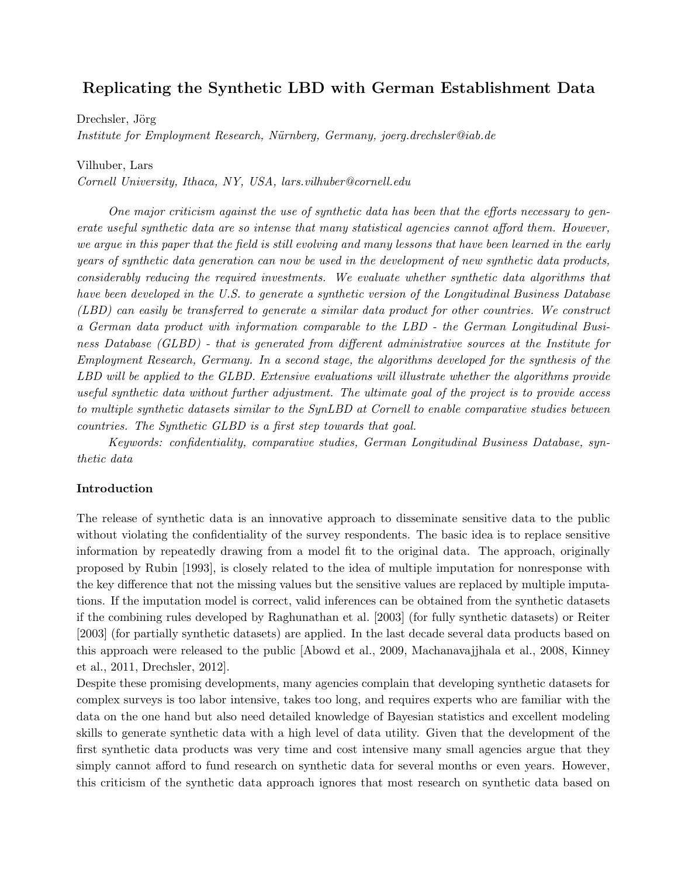# Replicating the Synthetic LBD with German Establishment Data

Drechsler, Jörg

*Institute for Employment Research, Nürnberg, Germany, joerg.drechsler@iab.de*

Vilhuber, Lars

*Cornell University, Ithaca, NY, USA, lars.vilhuber@cornell.edu*

*One major criticism against the use of synthetic data has been that the efforts necessary to generate useful synthetic data are so intense that many statistical agencies cannot afford them. However, we argue in this paper that the field is still evolving and many lessons that have been learned in the early years of synthetic data generation can now be used in the development of new synthetic data products, considerably reducing the required investments. We evaluate whether synthetic data algorithms that have been developed in the U.S. to generate a synthetic version of the Longitudinal Business Database (LBD) can easily be transferred to generate a similar data product for other countries. We construct a German data product with information comparable to the LBD - the German Longitudinal Business Database (GLBD) - that is generated from different administrative sources at the Institute for Employment Research, Germany. In a second stage, the algorithms developed for the synthesis of the LBD will be applied to the GLBD. Extensive evaluations will illustrate whether the algorithms provide useful synthetic data without further adjustment. The ultimate goal of the project is to provide access to multiple synthetic datasets similar to the SynLBD at Cornell to enable comparative studies between countries. The Synthetic GLBD is a first step towards that goal.*

*Keywords: confidentiality, comparative studies, German Longitudinal Business Database, synthetic data*

## Introduction

The release of synthetic data is an innovative approach to disseminate sensitive data to the public without violating the confidentiality of the survey respondents. The basic idea is to replace sensitive information by repeatedly drawing from a model fit to the original data. The approach, originally proposed by Rubin [1993], is closely related to the idea of multiple imputation for nonresponse with the key difference that not the missing values but the sensitive values are replaced by multiple imputations. If the imputation model is correct, valid inferences can be obtained from the synthetic datasets if the combining rules developed by Raghunathan et al. [2003] (for fully synthetic datasets) or Reiter [2003] (for partially synthetic datasets) are applied. In the last decade several data products based on this approach were released to the public [Abowd et al., 2009, Machanavajjhala et al., 2008, Kinney et al., 2011, Drechsler, 2012].

Despite these promising developments, many agencies complain that developing synthetic datasets for complex surveys is too labor intensive, takes too long, and requires experts who are familiar with the data on the one hand but also need detailed knowledge of Bayesian statistics and excellent modeling skills to generate synthetic data with a high level of data utility. Given that the development of the first synthetic data products was very time and cost intensive many small agencies argue that they simply cannot afford to fund research on synthetic data for several months or even years. However, this criticism of the synthetic data approach ignores that most research on synthetic data based on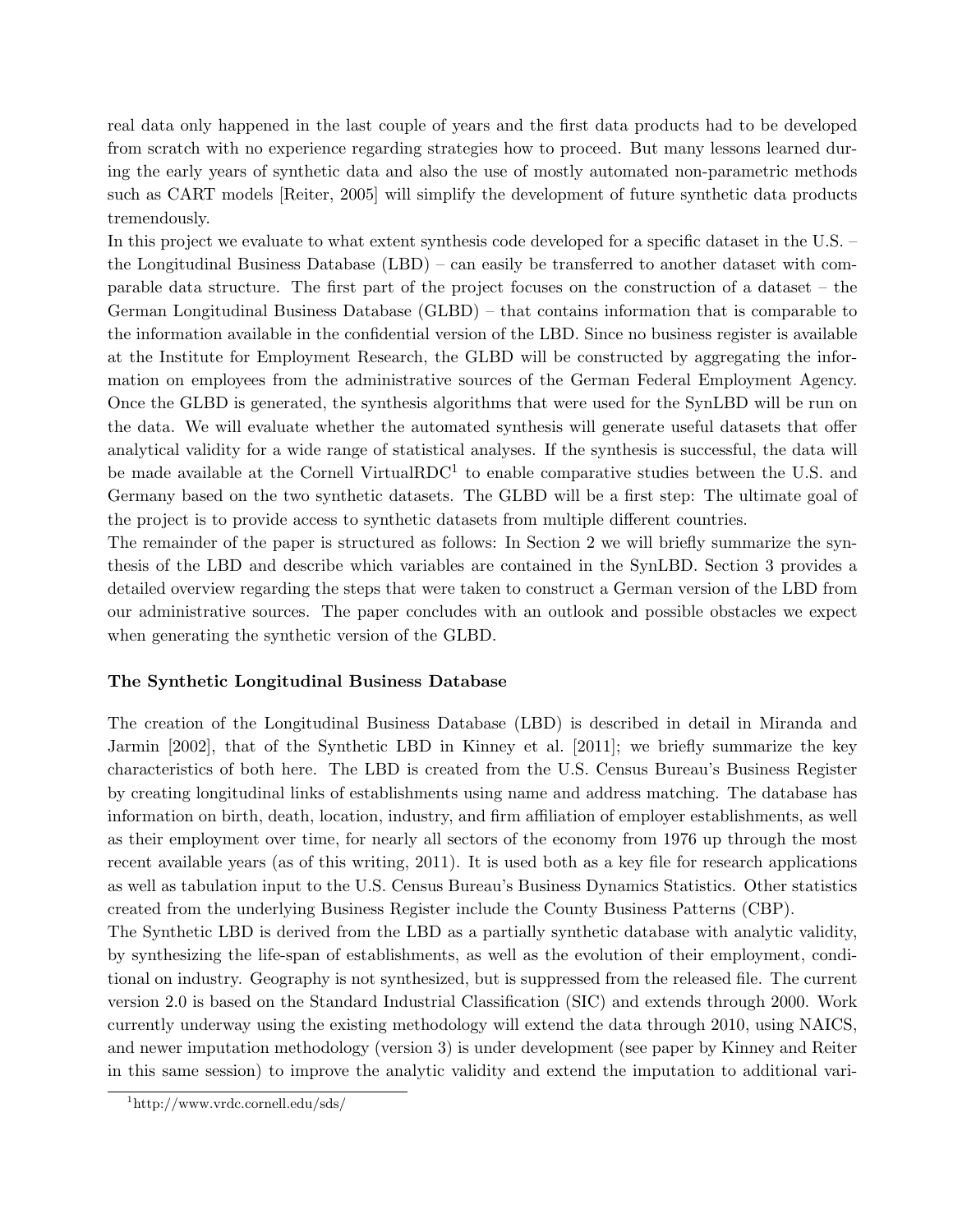real data only happened in the last couple of years and the first data products had to be developed from scratch with no experience regarding strategies how to proceed. But many lessons learned during the early years of synthetic data and also the use of mostly automated non-parametric methods such as CART models [Reiter, 2005] will simplify the development of future synthetic data products tremendously.

In this project we evaluate to what extent synthesis code developed for a specific dataset in the U.S. – the Longitudinal Business Database (LBD) – can easily be transferred to another dataset with comparable data structure. The first part of the project focuses on the construction of a dataset – the German Longitudinal Business Database (GLBD) – that contains information that is comparable to the information available in the confidential version of the LBD. Since no business register is available at the Institute for Employment Research, the GLBD will be constructed by aggregating the information on employees from the administrative sources of the German Federal Employment Agency. Once the GLBD is generated, the synthesis algorithms that were used for the SynLBD will be run on the data. We will evaluate whether the automated synthesis will generate useful datasets that offer analytical validity for a wide range of statistical analyses. If the synthesis is successful, the data will be made available at the Cornell VirtualRDC[1] to enable comparative studies between the U.S. and Germany based on the two synthetic datasets. The GLBD will be a first step: The ultimate goal of the project is to provide access to synthetic datasets from multiple different countries.

The remainder of the paper is structured as follows: In Section 2 we will briefly summarize the synthesis of the LBD and describe which variables are contained in the SynLBD. Section 3 provides a detailed overview regarding the steps that were taken to construct a German version of the LBD from our administrative sources. The paper concludes with an outlook and possible obstacles we expect when generating the synthetic version of the GLBD.

## The Synthetic Longitudinal Business Database

The creation of the Longitudinal Business Database (LBD) is described in detail in Miranda and Jarmin [2002], that of the Synthetic LBD in Kinney et al. [2011]; we briefly summarize the key characteristics of both here. The LBD is created from the U.S. Census Bureau's Business Register by creating longitudinal links of establishments using name and address matching. The database has information on birth, death, location, industry, and firm affiliation of employer establishments, as well as their employment over time, for nearly all sectors of the economy from 1976 up through the most recent available years (as of this writing, 2011). It is used both as a key file for research applications as well as tabulation input to the U.S. Census Bureau's Business Dynamics Statistics. Other statistics created from the underlying Business Register include the County Business Patterns (CBP).

The Synthetic LBD is derived from the LBD as a partially synthetic database with analytic validity, by synthesizing the life-span of establishments, as well as the evolution of their employment, conditional on industry. Geography is not synthesized, but is suppressed from the released file. The current version 2.0 is based on the Standard Industrial Classification (SIC) and extends through 2000. Work currently underway using the existing methodology will extend the data through 2010, using NAICS, and newer imputation methodology (version 3) is under development (see paper by Kinney and Reiter in this same session) to improve the analytic validity and extend the imputation to additional vari-

[1] http://www.vrdc.cornell.edu/sds/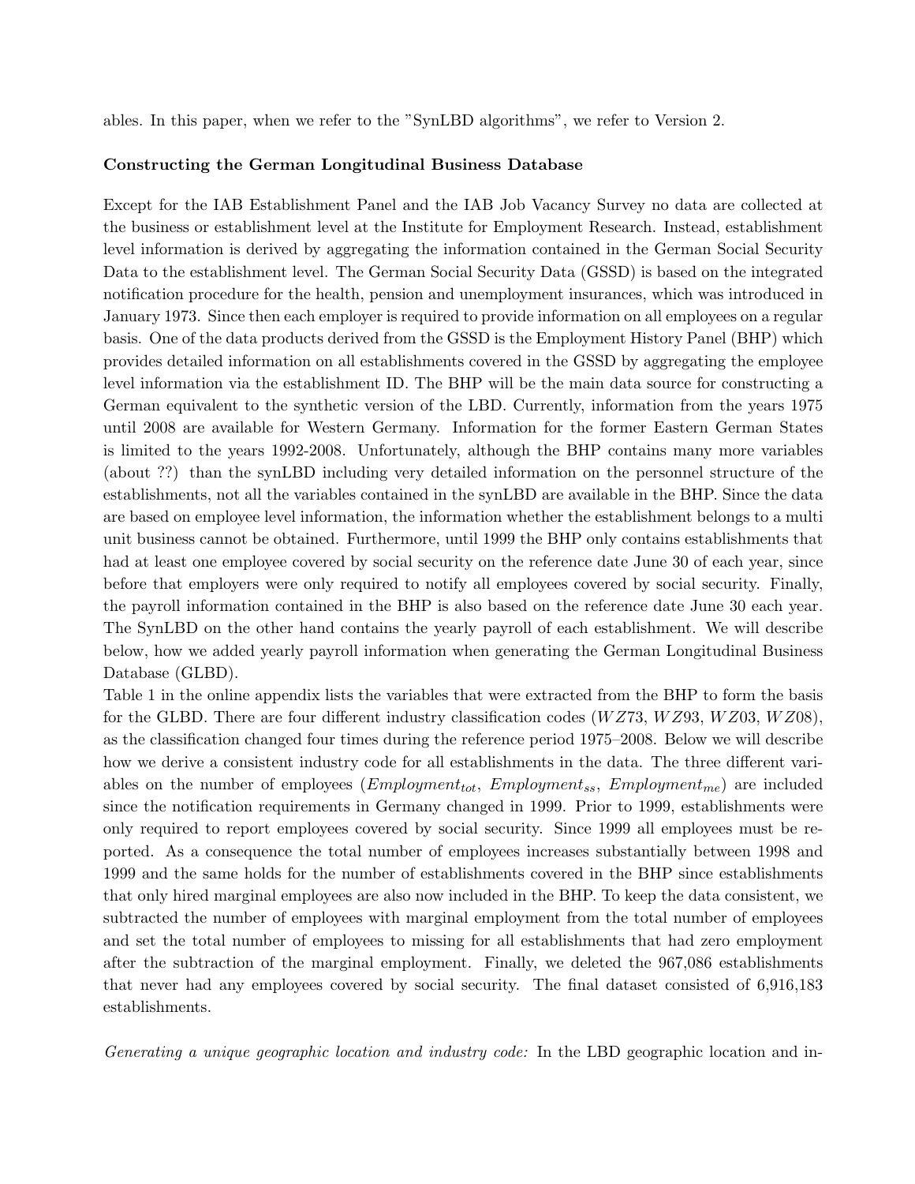ables. In this paper, when we refer to the "SynLBD algorithms", we refer to Version 2.

**Constructing the German Longitudinal Business Database**

Except for the IAB Establishment Panel and the IAB Job Vacancy Survey no data are collected at the business or establishment level at the Institute for Employment Research. Instead, establishment level information is derived by aggregating the information contained in the German Social Security Data to the establishment level. The German Social Security Data (GSSD) is based on the integrated notification procedure for the health, pension and unemployment insurances, which was introduced in January 1973. Since then each employer is required to provide information on all employees on a regular basis. One of the data products derived from the GSSD is the Employment History Panel (BHP) which provides detailed information on all establishments covered in the GSSD by aggregating the employee level information via the establishment ID. The BHP will be the main data source for constructing a German equivalent to the synthetic version of the LBD. Currently, information from the years 1975 until 2008 are available for Western Germany. Information for the former Eastern German States is limited to the years 1992-2008. Unfortunately, although the BHP contains many more variables (about ??) than the synLBD including very detailed information on the personnel structure of the establishments, not all the variables contained in the synLBD are available in the BHP. Since the data are based on employee level information, the information whether the establishment belongs to a multi unit business cannot be obtained. Furthermore, until 1999 the BHP only contains establishments that had at least one employee covered by social security on the reference date June 30 of each year, since before that employers were only required to notify all employees covered by social security. Finally, the payroll information contained in the BHP is also based on the reference date June 30 each year. The SynLBD on the other hand contains the yearly payroll of each establishment. We will describe below, how we added yearly payroll information when generating the German Longitudinal Business Database (GLBD).

Table 1 in the online appendix lists the variables that were extracted from the BHP to form the basis for the GLBD. There are four different industry classification codes ($WZ73$, $WZ93$, $WZ03$, $WZ08$), as the classification changed four times during the reference period 1975–2008. Below we will describe how we derive a consistent industry code for all establishments in the data. The three different variables on the number of employees ($Employment_{tot}$, $Employment_{ss}$, $Employment_{me}$) are included since the notification requirements in Germany changed in 1999. Prior to 1999, establishments were only required to report employees covered by social security. Since 1999 all employees must be reported. As a consequence the total number of employees increases substantially between 1998 and 1999 and the same holds for the number of establishments covered in the BHP since establishments that only hired marginal employees are also now included in the BHP. To keep the data consistent, we subtracted the number of employees with marginal employment from the total number of employees and set the total number of employees to missing for all establishments that had zero employment after the subtraction of the marginal employment. Finally, we deleted the 967,086 establishments that never had any employees covered by social security. The final dataset consisted of 6,916,183 establishments.

*Generating a unique geographic location and industry code:* In the LBD geographic location and in-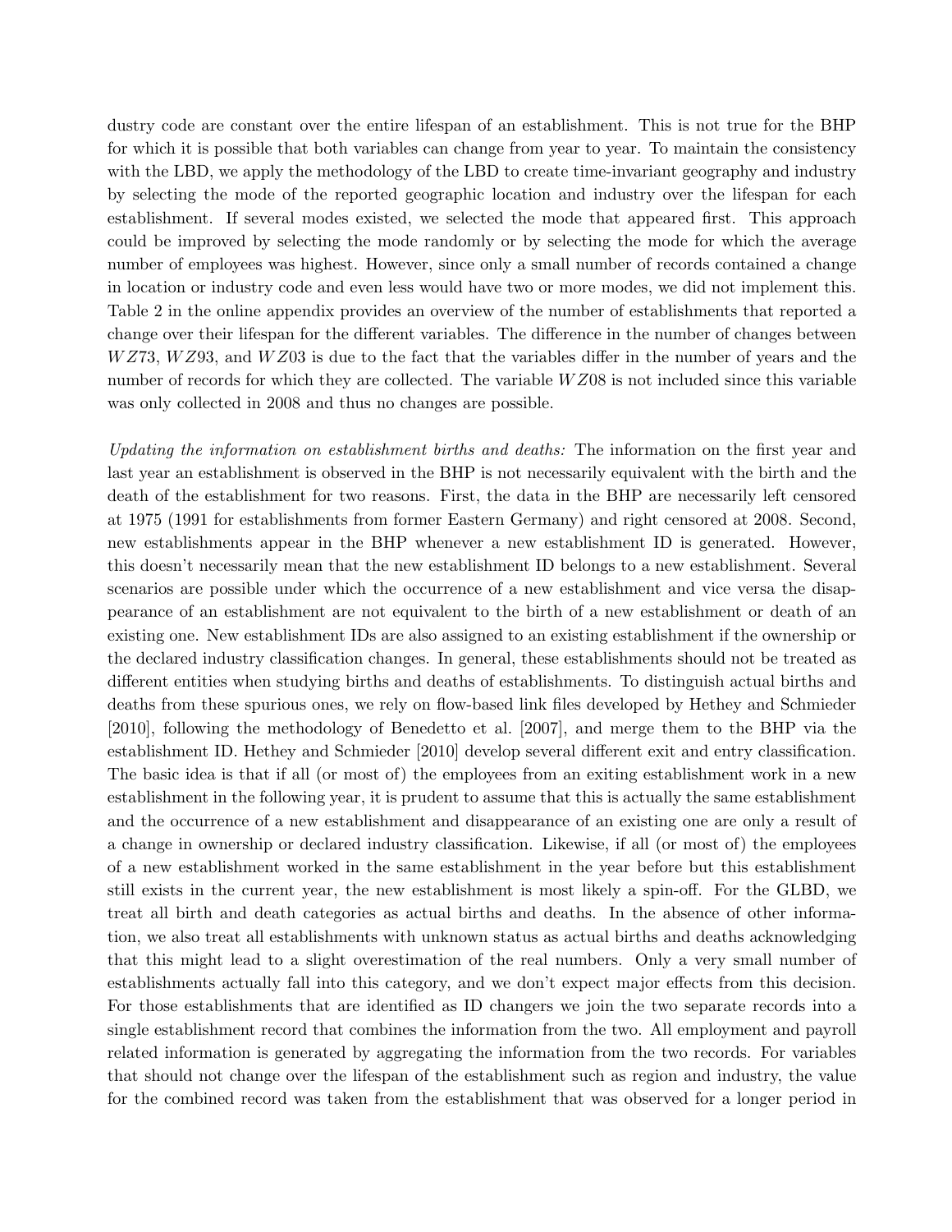dustry code are constant over the entire lifespan of an establishment. This is not true for the BHP for which it is possible that both variables can change from year to year. To maintain the consistency with the LBD, we apply the methodology of the LBD to create time-invariant geography and industry by selecting the mode of the reported geographic location and industry over the lifespan for each establishment. If several modes existed, we selected the mode that appeared first. This approach could be improved by selecting the mode randomly or by selecting the mode for which the average number of employees was highest. However, since only a small number of records contained a change in location or industry code and even less would have two or more modes, we did not implement this. Table 2 in the online appendix provides an overview of the number of establishments that reported a change over their lifespan for the different variables. The difference in the number of changes between $WZ73$, $WZ93$, and $WZ03$ is due to the fact that the variables differ in the number of years and the number of records for which they are collected. The variable $WZ08$ is not included since this variable was only collected in 2008 and thus no changes are possible.

*Updating the information on establishment births and deaths:* The information on the first year and last year an establishment is observed in the BHP is not necessarily equivalent with the birth and the death of the establishment for two reasons. First, the data in the BHP are necessarily left censored at 1975 (1991 for establishments from former Eastern Germany) and right censored at 2008. Second, new establishments appear in the BHP whenever a new establishment ID is generated. However, this doesn't necessarily mean that the new establishment ID belongs to a new establishment. Several scenarios are possible under which the occurrence of a new establishment and vice versa the disappearance of an establishment are not equivalent to the birth of a new establishment or death of an existing one. New establishment IDs are also assigned to an existing establishment if the ownership or the declared industry classification changes. In general, these establishments should not be treated as different entities when studying births and deaths of establishments. To distinguish actual births and deaths from these spurious ones, we rely on flow-based link files developed by Hethey and Schmieder [2010], following the methodology of Benedetto et al. [2007], and merge them to the BHP via the establishment ID. Hethey and Schmieder [2010] develop several different exit and entry classification. The basic idea is that if all (or most of) the employees from an exiting establishment work in a new establishment in the following year, it is prudent to assume that this is actually the same establishment and the occurrence of a new establishment and disappearance of an existing one are only a result of a change in ownership or declared industry classification. Likewise, if all (or most of) the employees of a new establishment worked in the same establishment in the year before but this establishment still exists in the current year, the new establishment is most likely a spin-off. For the GLBD, we treat all birth and death categories as actual births and deaths. In the absence of other information, we also treat all establishments with unknown status as actual births and deaths acknowledging that this might lead to a slight overestimation of the real numbers. Only a very small number of establishments actually fall into this category, and we don't expect major effects from this decision. For those establishments that are identified as ID changers we join the two separate records into a single establishment record that combines the information from the two. All employment and payroll related information is generated by aggregating the information from the two records. For variables that should not change over the lifespan of the establishment such as region and industry, the value for the combined record was taken from the establishment that was observed for a longer period in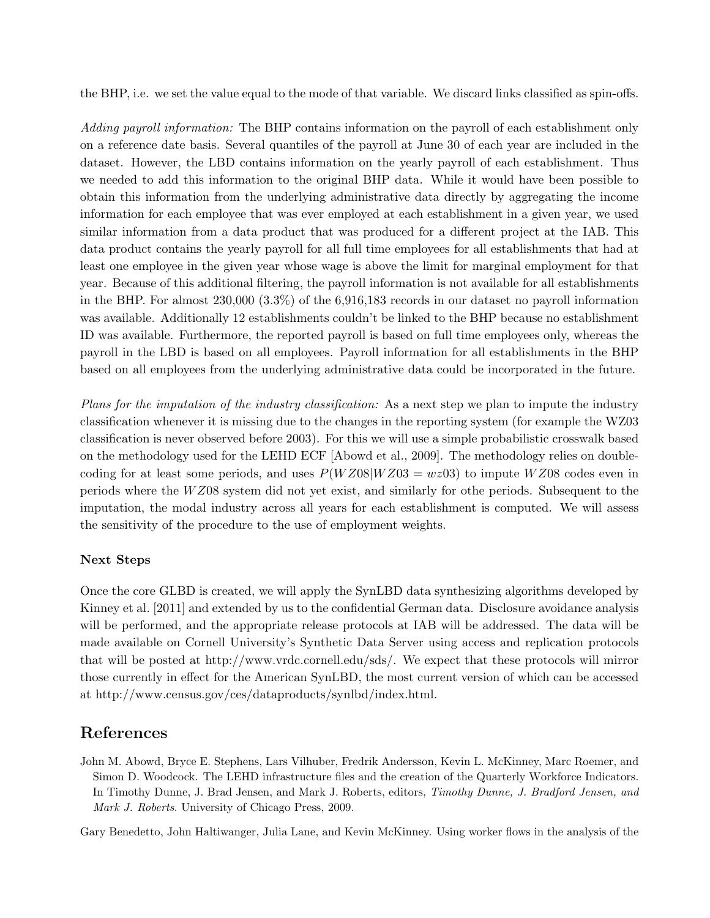the BHP, i.e. we set the value equal to the mode of that variable. We discard links classified as spin-offs.

*Adding payroll information:* The BHP contains information on the payroll of each establishment only on a reference date basis. Several quantiles of the payroll at June 30 of each year are included in the dataset. However, the LBD contains information on the yearly payroll of each establishment. Thus we needed to add this information to the original BHP data. While it would have been possible to obtain this information from the underlying administrative data directly by aggregating the income information for each employee that was ever employed at each establishment in a given year, we used similar information from a data product that was produced for a different project at the IAB. This data product contains the yearly payroll for all full time employees for all establishments that had at least one employee in the given year whose wage is above the limit for marginal employment for that year. Because of this additional filtering, the payroll information is not available for all establishments in the BHP. For almost 230,000 (3.3%) of the 6,916,183 records in our dataset no payroll information was available. Additionally 12 establishments couldn't be linked to the BHP because no establishment ID was available. Furthermore, the reported payroll is based on full time employees only, whereas the payroll in the LBD is based on all employees. Payroll information for all establishments in the BHP based on all employees from the underlying administrative data could be incorporated in the future.

*Plans for the imputation of the industry classification:* As a next step we plan to impute the industry classification whenever it is missing due to the changes in the reporting system (for example the WZ03 classification is never observed before 2003). For this we will use a simple probabilistic crosswalk based on the methodology used for the LEHD ECF [Abowd et al., 2009]. The methodology relies on double-coding for at least some periods, and uses $P(WZ08|WZ03 = wz03)$ to impute $WZ08$ codes even in periods where the $WZ08$ system did not yet exist, and similarly for othe periods. Subsequent to the imputation, the modal industry across all years for each establishment is computed. We will assess the sensitivity of the procedure to the use of employment weights.

**Next Steps**

Once the core GLBD is created, we will apply the SynLBD data synthesizing algorithms developed by Kinney et al. [2011] and extended by us to the confidential German data. Disclosure avoidance analysis will be performed, and the appropriate release protocols at IAB will be addressed. The data will be made available on Cornell University's Synthetic Data Server using access and replication protocols that will be posted at http://www.vrdc.cornell.edu/sds/. We expect that these protocols will mirror those currently in effect for the American SynLBD, the most current version of which can be accessed at http://www.census.gov/ces/dataproducts/synlbd/index.html.

## References

John M. Abowd, Bryce E. Stephens, Lars Vilhuber, Fredrik Andersson, Kevin L. McKinney, Marc Roemer, and Simon D. Woodcock. The LEHD infrastructure files and the creation of the Quarterly Workforce Indicators. In Timothy Dunne, J. Brad Jensen, and Mark J. Roberts, editors, *Timothy Dunne, J. Bradford Jensen, and Mark J. Roberts*. University of Chicago Press, 2009.

Gary Benedetto, John Haltiwanger, Julia Lane, and Kevin McKinney. Using worker flows in the analysis of the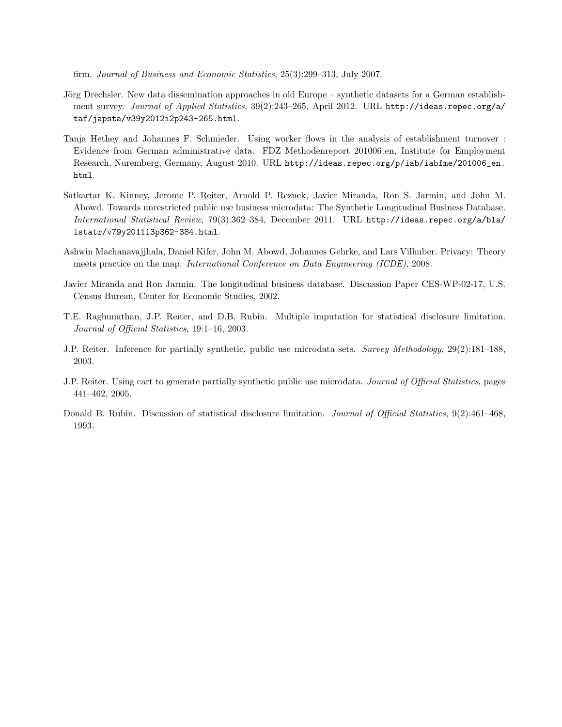firm. *Journal of Business and Economic Statistics*, 25(3):299–313, July 2007.

Jörg Drechsler. New data dissemination approaches in old Europe – synthetic datasets for a German establishment survey. *Journal of Applied Statistics*, 39(2):243–265, April 2012. URL http://ideas.repec.org/a/taf/japsta/v39y2012i2p243-265.html.

Tanja Hethey and Johannes F. Schmieder. Using worker flows in the analysis of establishment turnover : Evidence from German administrative data. FDZ Methodenreport 201006_en, Institute for Employment Research, Nuremberg, Germany, August 2010. URL http://ideas.repec.org/p/iab/iabfme/201006_en.html.

Satkartar K. Kinney, Jerome P. Reiter, Arnold P. Reznek, Javier Miranda, Ron S. Jarmin, and John M. Abowd. Towards unrestricted public use business microdata: The Synthetic Longitudinal Business Database. *International Statistical Review*, 79(3):362–384, December 2011. URL http://ideas.repec.org/a/bla/istatr/v79y2011i3p362-384.html.

Ashwin Machanavajjhala, Daniel Kifer, John M. Abowd, Johannes Gehrke, and Lars Vilhuber. Privacy: Theory meets practice on the map. *International Conference on Data Engineering (ICDE)*, 2008.

Javier Miranda and Ron Jarmin. The longitudinal business database. Discussion Paper CES-WP-02-17, U.S. Census Bureau, Center for Economic Studies, 2002.

T.E. Raghunathan, J.P. Reiter, and D.B. Rubin. Multiple imputation for statistical disclosure limitation. *Journal of Official Statistics*, 19:1–16, 2003.

J.P. Reiter. Inference for partially synthetic, public use microdata sets. *Survey Methodology*, 29(2):181–188, 2003.

J.P. Reiter. Using cart to generate partially synthetic public use microdata. *Journal of Official Statistics*, pages 441–462, 2005.

Donald B. Rubin. Discussion of statistical disclosure limitation. *Journal of Official Statistics*, 9(2):461–468, 1993.